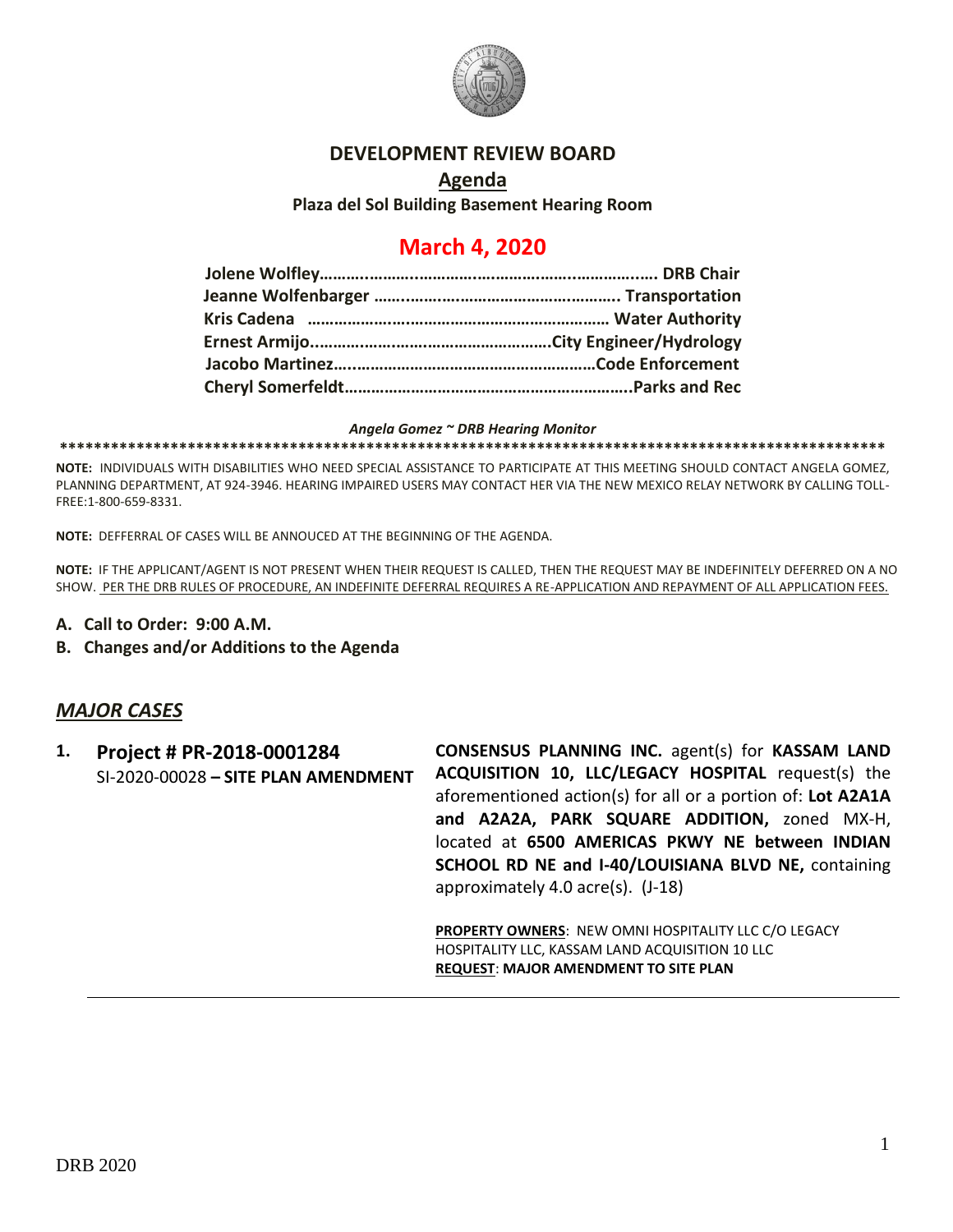# DEVELOPMENT REVIEW BOARD

## Agenda

**Plaza del Sol Building Basement Hearing Room**

## March 4, 2020

**Jolene Wolfley……………………………………………………………. DRB Chair**
**Jeanne Wolfenbarger ……………………………………………. Transportation**
**Kris Cadena ………………………………………………………… Water Authority**
**Ernest Armijo……………………………………………….City Engineer/Hydrology**
**Jacobo Martinez………………………………………………Code Enforcement**
**Cheryl Somerfeldt……………………………………………………..Parks and Rec**

***Angela Gomez ~ DRB Hearing Monitor***

**NOTE:** INDIVIDUALS WITH DISABILITIES WHO NEED SPECIAL ASSISTANCE TO PARTICIPATE AT THIS MEETING SHOULD CONTACT ANGELA GOMEZ, PLANNING DEPARTMENT, AT 924-3946. HEARING IMPAIRED USERS MAY CONTACT HER VIA THE NEW MEXICO RELAY NETWORK BY CALLING TOLL-FREE:1-800-659-8331.

**NOTE:** DEFFERRAL OF CASES WILL BE ANNOUCED AT THE BEGINNING OF THE AGENDA.

**NOTE:** IF THE APPLICANT/AGENT IS NOT PRESENT WHEN THEIR REQUEST IS CALLED, THEN THE REQUEST MAY BE INDEFINITELY DEFERRED ON A NO SHOW. PER THE DRB RULES OF PROCEDURE, AN INDEFINITE DEFERRAL REQUIRES A RE-APPLICATION AND REPAYMENT OF ALL APPLICATION FEES.

**A. Call to Order: 9:00 A.M.**

**B. Changes and/or Additions to the Agenda**

## *MAJOR CASES*

**1. Project # PR-2018-0001284**
SI-2020-00028 **– SITE PLAN AMENDMENT**

**CONSENSUS PLANNING INC.** agent(s) for **KASSAM LAND ACQUISITION 10, LLC/LEGACY HOSPITAL** request(s) the aforementioned action(s) for all or a portion of: **Lot A2A1A and A2A2A, PARK SQUARE ADDITION,** zoned MX-H, located at **6500 AMERICAS PKWY NE between INDIAN SCHOOL RD NE and I-40/LOUISIANA BLVD NE,** containing approximately 4.0 acre(s). (J-18)

**PROPERTY OWNERS**: NEW OMNI HOSPITALITY LLC C/O LEGACY HOSPITALITY LLC, KASSAM LAND ACQUISITION 10 LLC
**REQUEST**: **MAJOR AMENDMENT TO SITE PLAN**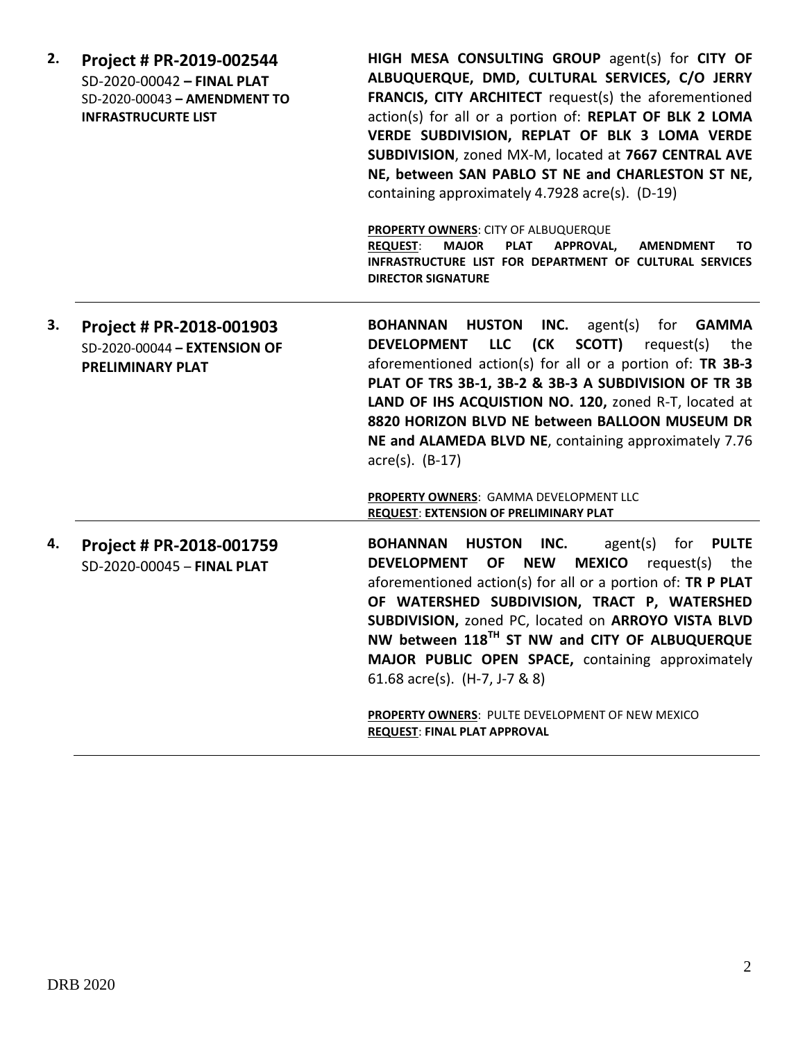**2. Project # PR-2019-002544**
SD-2020-00042 **– FINAL PLAT**
SD-2020-00043 **– AMENDMENT TO INFRASTRUCURTE LIST**

**HIGH MESA CONSULTING GROUP** agent(s) for **CITY OF ALBUQUERQUE, DMD, CULTURAL SERVICES, C/O JERRY FRANCIS, CITY ARCHITECT** request(s) the aforementioned action(s) for all or a portion of: **REPLAT OF BLK 2 LOMA VERDE SUBDIVISION, REPLAT OF BLK 3 LOMA VERDE SUBDIVISION**, zoned MX-M, located at **7667 CENTRAL AVE NE, between SAN PABLO ST NE and CHARLESTON ST NE,** containing approximately 4.7928 acre(s). (D-19)

**PROPERTY OWNERS**: CITY OF ALBUQUERQUE
**REQUEST**: **MAJOR PLAT APPROVAL, AMENDMENT TO INFRASTRUCTURE LIST FOR DEPARTMENT OF CULTURAL SERVICES DIRECTOR SIGNATURE**

---

**3. Project # PR-2018-001903**
SD-2020-00044 **– EXTENSION OF PRELIMINARY PLAT**

**BOHANNAN HUSTON INC.** agent(s) for **GAMMA DEVELOPMENT LLC (CK SCOTT)** request(s) the aforementioned action(s) for all or a portion of: **TR 3B-3 PLAT OF TRS 3B-1, 3B-2 & 3B-3 A SUBDIVISION OF TR 3B LAND OF IHS ACQUISTION NO. 120,** zoned R-T, located at **8820 HORIZON BLVD NE between BALLOON MUSEUM DR NE and ALAMEDA BLVD NE**, containing approximately 7.76 acre(s). (B-17)

**PROPERTY OWNERS**: GAMMA DEVELOPMENT LLC
**REQUEST**: **EXTENSION OF PRELIMINARY PLAT**

---

**4. Project # PR-2018-001759**
SD-2020-00045 – **FINAL PLAT**

**BOHANNAN HUSTON INC.** agent(s) for **PULTE DEVELOPMENT OF NEW MEXICO** request(s) the aforementioned action(s) for all or a portion of: **TR P PLAT OF WATERSHED SUBDIVISION, TRACT P, WATERSHED SUBDIVISION,** zoned PC, located on **ARROYO VISTA BLVD NW between 118TH ST NW and CITY OF ALBUQUERQUE MAJOR PUBLIC OPEN SPACE,** containing approximately 61.68 acre(s). (H-7, J-7 & 8)

**PROPERTY OWNERS**: PULTE DEVELOPMENT OF NEW MEXICO
**REQUEST**: **FINAL PLAT APPROVAL**

---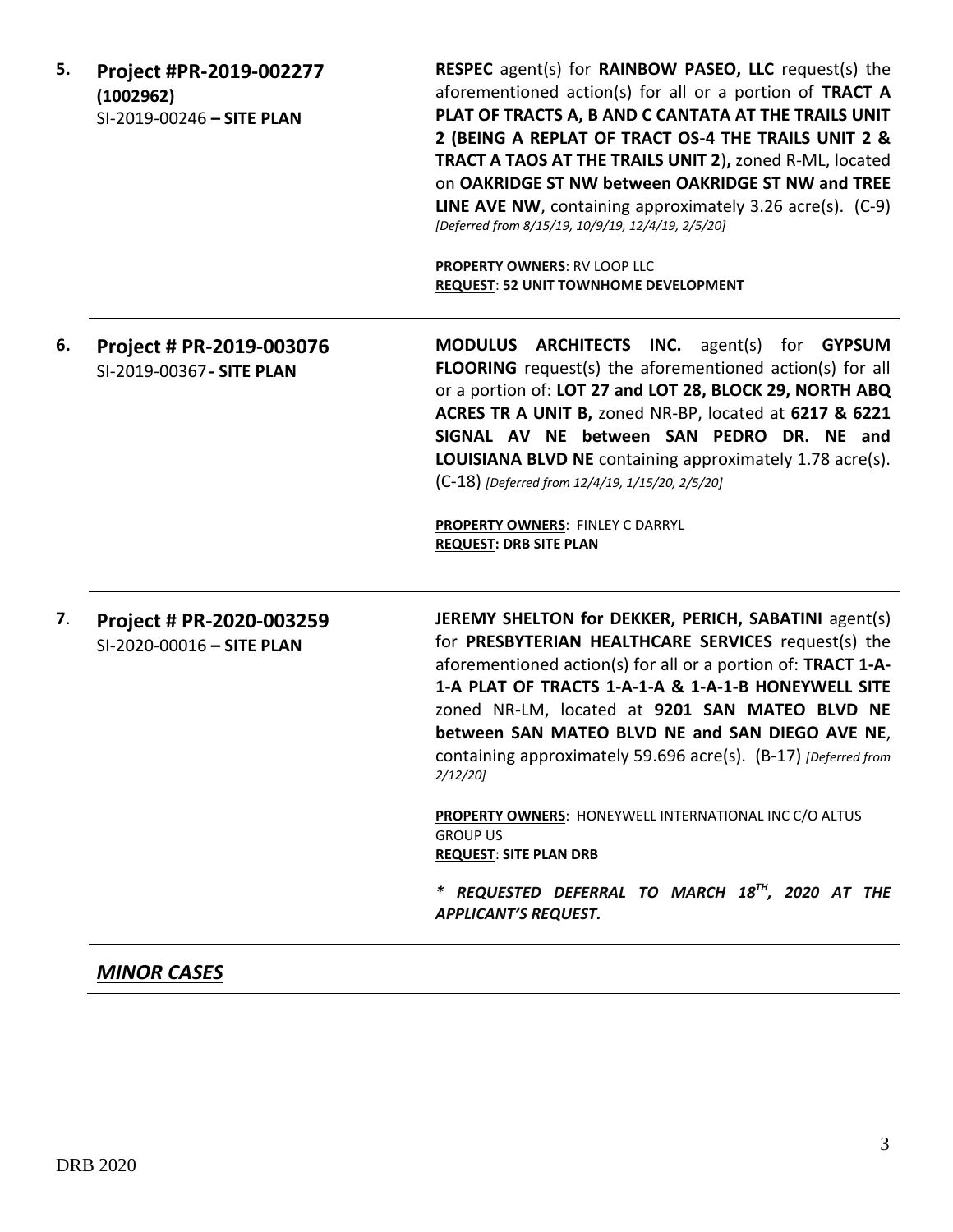**5. Project #PR-2019-002277 (1002962)**
SI-2019-00246 **– SITE PLAN**

**RESPEC** agent(s) for **RAINBOW PASEO, LLC** request(s) the aforementioned action(s) for all or a portion of **TRACT A PLAT OF TRACTS A, B AND C CANTATA AT THE TRAILS UNIT 2 (BEING A REPLAT OF TRACT OS-4 THE TRAILS UNIT 2 & TRACT A TAOS AT THE TRAILS UNIT 2),** zoned R-ML, located on **OAKRIDGE ST NW between OAKRIDGE ST NW and TREE LINE AVE NW**, containing approximately 3.26 acre(s). (C-9) *[Deferred from 8/15/19, 10/9/19, 12/4/19, 2/5/20]*

**PROPERTY OWNERS**: RV LOOP LLC
**REQUEST**: **52 UNIT TOWNHOME DEVELOPMENT**

---

**6. Project # PR-2019-003076**
SI-2019-00367 **- SITE PLAN**

**MODULUS ARCHITECTS INC.** agent(s) for **GYPSUM FLOORING** request(s) the aforementioned action(s) for all or a portion of: **LOT 27 and LOT 28, BLOCK 29, NORTH ABQ ACRES TR A UNIT B,** zoned NR-BP, located at **6217 & 6221 SIGNAL AV NE between SAN PEDRO DR. NE and LOUISIANA BLVD NE** containing approximately 1.78 acre(s). (C-18) *[Deferred from 12/4/19, 1/15/20, 2/5/20]*

**PROPERTY OWNERS**: FINLEY C DARRYL
**REQUEST: DRB SITE PLAN**

---

**7. Project # PR-2020-003259**
SI-2020-00016 **– SITE PLAN**

**JEREMY SHELTON for DEKKER, PERICH, SABATINI** agent(s) for **PRESBYTERIAN HEALTHCARE SERVICES** request(s) the aforementioned action(s) for all or a portion of: **TRACT 1-A-1-A PLAT OF TRACTS 1-A-1-A & 1-A-1-B HONEYWELL SITE** zoned NR-LM, located at **9201 SAN MATEO BLVD NE between SAN MATEO BLVD NE and SAN DIEGO AVE NE**, containing approximately 59.696 acre(s). (B-17) *[Deferred from 2/12/20]*

**PROPERTY OWNERS**: HONEYWELL INTERNATIONAL INC C/O ALTUS GROUP US
**REQUEST**: **SITE PLAN DRB**

***\* REQUESTED DEFERRAL TO MARCH 18TH, 2020 AT THE APPLICANT'S REQUEST.***

---

## *MINOR CASES*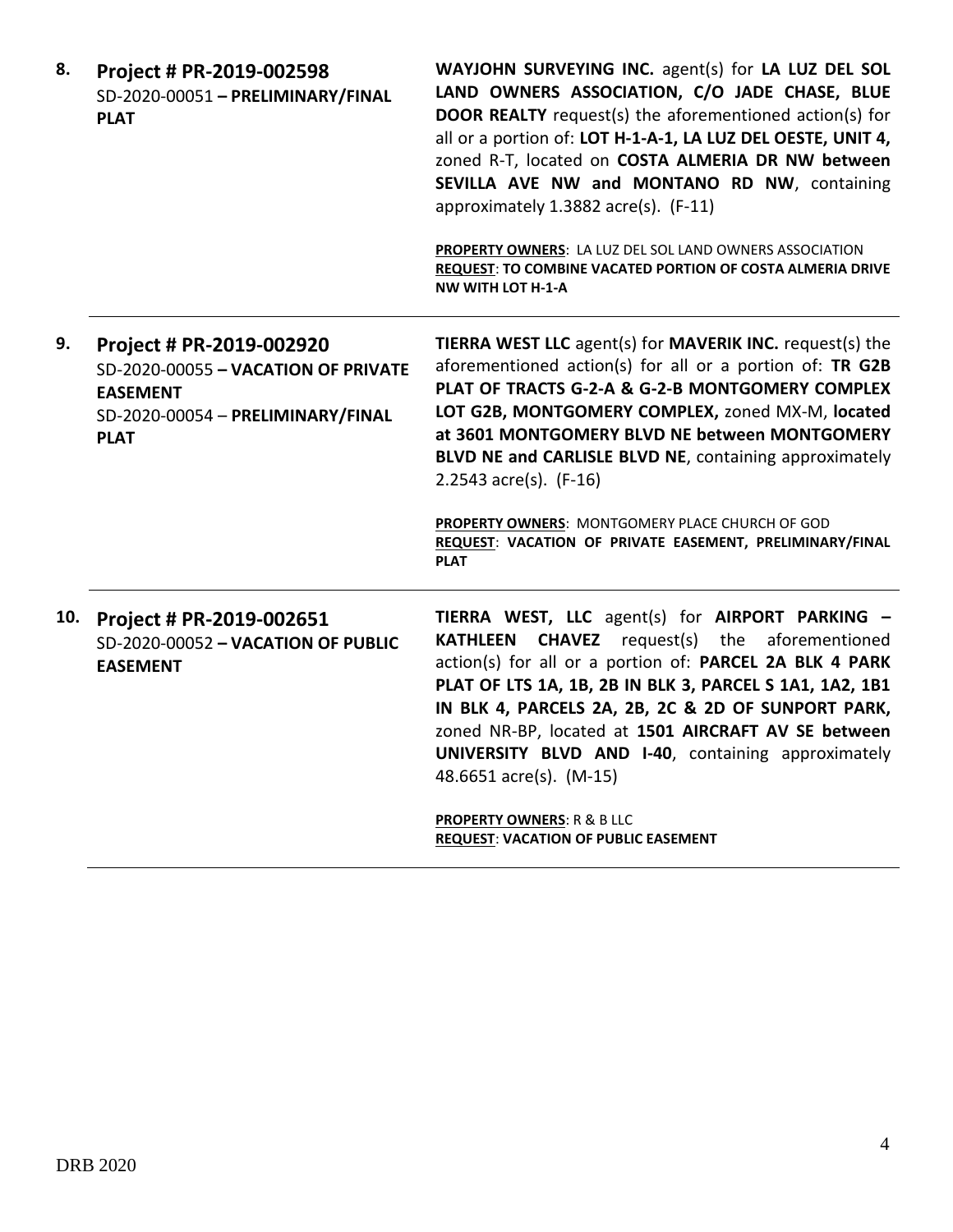**8. Project # PR-2019-002598**
SD-2020-00051 **– PRELIMINARY/FINAL PLAT**

**WAYJOHN SURVEYING INC.** agent(s) for **LA LUZ DEL SOL LAND OWNERS ASSOCIATION, C/O JADE CHASE, BLUE DOOR REALTY** request(s) the aforementioned action(s) for all or a portion of: **LOT H-1-A-1, LA LUZ DEL OESTE, UNIT 4,** zoned R-T, located on **COSTA ALMERIA DR NW between SEVILLA AVE NW and MONTANO RD NW**, containing approximately 1.3882 acre(s). (F-11)

**PROPERTY OWNERS**: LA LUZ DEL SOL LAND OWNERS ASSOCIATION
**REQUEST**: **TO COMBINE VACATED PORTION OF COSTA ALMERIA DRIVE NW WITH LOT H-1-A**

---

**9. Project # PR-2019-002920**
SD-2020-00055 **– VACATION OF PRIVATE EASEMENT**
SD-2020-00054 – **PRELIMINARY/FINAL PLAT**

**TIERRA WEST LLC** agent(s) for **MAVERIK INC.** request(s) the aforementioned action(s) for all or a portion of: **TR G2B PLAT OF TRACTS G-2-A & G-2-B MONTGOMERY COMPLEX LOT G2B, MONTGOMERY COMPLEX,** zoned MX-M, **located at 3601 MONTGOMERY BLVD NE between MONTGOMERY BLVD NE and CARLISLE BLVD NE**, containing approximately 2.2543 acre(s). (F-16)

**PROPERTY OWNERS**: MONTGOMERY PLACE CHURCH OF GOD
**REQUEST**: **VACATION OF PRIVATE EASEMENT, PRELIMINARY/FINAL PLAT**

---

**10. Project # PR-2019-002651**
SD-2020-00052 **– VACATION OF PUBLIC EASEMENT**

**TIERRA WEST, LLC** agent(s) for **AIRPORT PARKING – KATHLEEN CHAVEZ** request(s) the aforementioned action(s) for all or a portion of: **PARCEL 2A BLK 4 PARK PLAT OF LTS 1A, 1B, 2B IN BLK 3, PARCEL S 1A1, 1A2, 1B1 IN BLK 4, PARCELS 2A, 2B, 2C & 2D OF SUNPORT PARK,** zoned NR-BP, located at **1501 AIRCRAFT AV SE between UNIVERSITY BLVD AND I-40**, containing approximately 48.6651 acre(s). (M-15)

**PROPERTY OWNERS**: R & B LLC
**REQUEST**: **VACATION OF PUBLIC EASEMENT**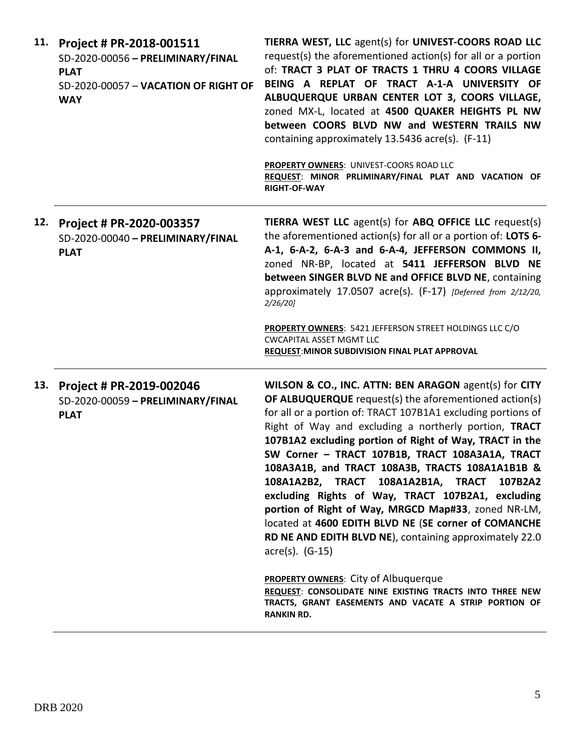**11. Project # PR-2018-001511**
SD-2020-00056 **– PRELIMINARY/FINAL PLAT**
SD-2020-00057 – **VACATION OF RIGHT OF WAY**

**TIERRA WEST, LLC** agent(s) for **UNIVEST-COORS ROAD LLC** request(s) the aforementioned action(s) for all or a portion of: **TRACT 3 PLAT OF TRACTS 1 THRU 4 COORS VILLAGE BEING A REPLAT OF TRACT A-1-A UNIVERSITY OF ALBUQUERQUE URBAN CENTER LOT 3, COORS VILLAGE,** zoned MX-L, located at **4500 QUAKER HEIGHTS PL NW between COORS BLVD NW and WESTERN TRAILS NW** containing approximately 13.5436 acre(s). (F-11)

**PROPERTY OWNERS**: UNIVEST-COORS ROAD LLC
**REQUEST**: **MINOR PRLIMINARY/FINAL PLAT AND VACATION OF RIGHT-OF-WAY**

---

**12. Project # PR-2020-003357**
SD-2020-00040 **– PRELIMINARY/FINAL PLAT**

**TIERRA WEST LLC** agent(s) for **ABQ OFFICE LLC** request(s) the aforementioned action(s) for all or a portion of: **LOTS 6-A-1, 6-A-2, 6-A-3 and 6-A-4, JEFFERSON COMMONS II,** zoned NR-BP, located at **5411 JEFFERSON BLVD NE between SINGER BLVD NE and OFFICE BLVD NE**, containing approximately 17.0507 acre(s). (F-17) *[Deferred from 2/12/20, 2/26/20]*

**PROPERTY OWNERS**: 5421 JEFFERSON STREET HOLDINGS LLC C/O CWCAPITAL ASSET MGMT LLC
**REQUEST**:**MINOR SUBDIVISION FINAL PLAT APPROVAL**

---

**13. Project # PR-2019-002046**
SD-2020-00059 **– PRELIMINARY/FINAL PLAT**

**WILSON & CO., INC. ATTN: BEN ARAGON** agent(s) for **CITY OF ALBUQUERQUE** request(s) the aforementioned action(s) for all or a portion of: TRACT 107B1A1 excluding portions of Right of Way and excluding a northerly portion, **TRACT 107B1A2 excluding portion of Right of Way, TRACT in the SW Corner – TRACT 107B1B, TRACT 108A3A1A, TRACT 108A3A1B, and TRACT 108A3B, TRACTS 108A1A1B1B & 108A1A2B2, TRACT 108A1A2B1A, TRACT 107B2A2 excluding Rights of Way, TRACT 107B2A1, excluding portion of Right of Way, MRGCD Map#33**, zoned NR-LM, located at **4600 EDITH BLVD NE** (**SE corner of COMANCHE RD NE AND EDITH BLVD NE**), containing approximately 22.0 acre(s). (G-15)

**PROPERTY OWNERS**: City of Albuquerque
**REQUEST**: **CONSOLIDATE NINE EXISTING TRACTS INTO THREE NEW TRACTS, GRANT EASEMENTS AND VACATE A STRIP PORTION OF RANKIN RD.**

---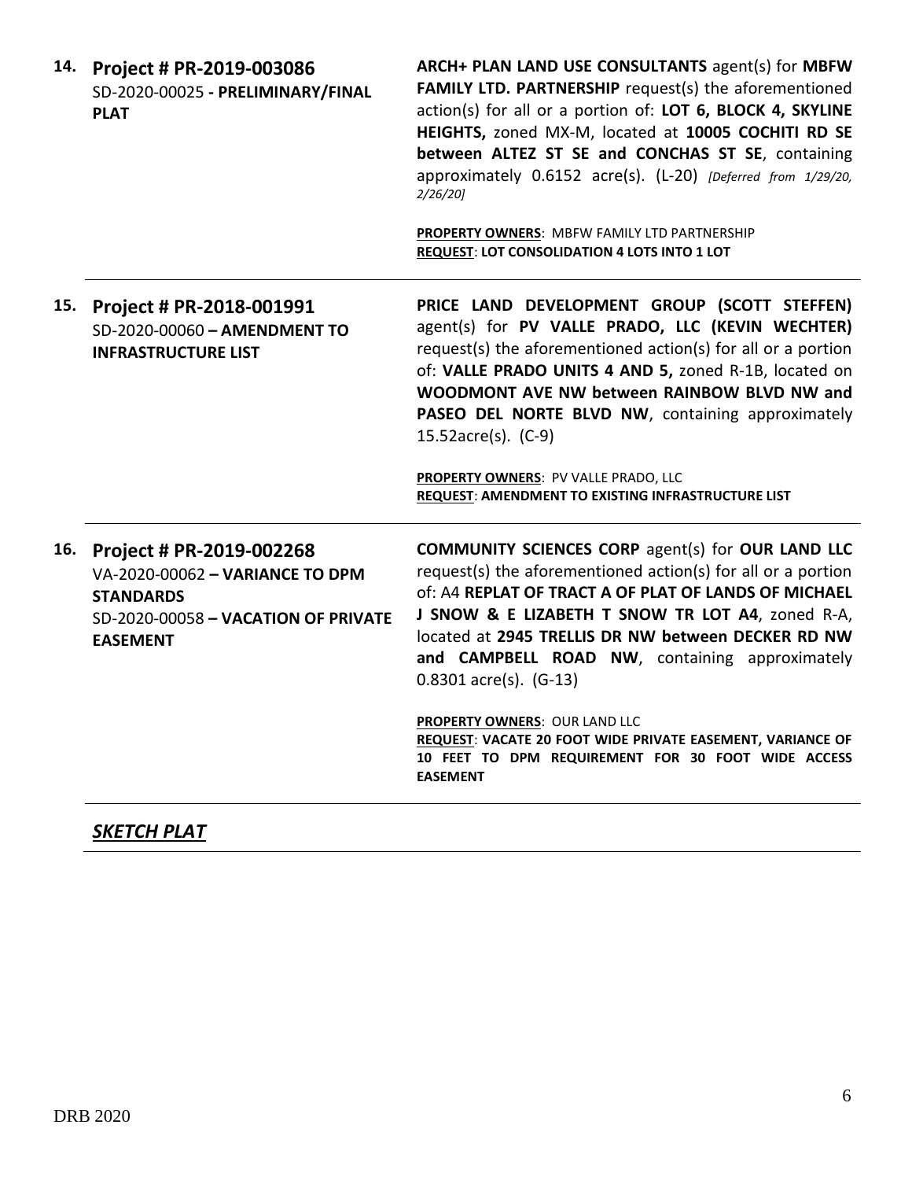| | | |
|---|---|---|
| **14.** | **Project # PR-2019-003086**<br>SD-2020-00025 **- PRELIMINARY/FINAL PLAT** | **ARCH+ PLAN LAND USE CONSULTANTS** agent(s) for **MBFW FAMILY LTD. PARTNERSHIP** request(s) the aforementioned action(s) for all or a portion of: **LOT 6, BLOCK 4, SKYLINE HEIGHTS,** zoned MX-M, located at **10005 COCHITI RD SE between ALTEZ ST SE and CONCHAS ST SE**, containing approximately 0.6152 acre(s). (L-20) *[Deferred from 1/29/20, 2/26/20]*<br><br>**PROPERTY OWNERS**: MBFW FAMILY LTD PARTNERSHIP<br>**REQUEST**: **LOT CONSOLIDATION 4 LOTS INTO 1 LOT** |
| **15.** | **Project # PR-2018-001991**<br>SD-2020-00060 **– AMENDMENT TO INFRASTRUCTURE LIST** | **PRICE LAND DEVELOPMENT GROUP (SCOTT STEFFEN)** agent(s) for **PV VALLE PRADO, LLC (KEVIN WECHTER)** request(s) the aforementioned action(s) for all or a portion of: **VALLE PRADO UNITS 4 AND 5,** zoned R-1B, located on **WOODMONT AVE NW between RAINBOW BLVD NW and PASEO DEL NORTE BLVD NW**, containing approximately 15.52acre(s). (C-9)<br><br>**PROPERTY OWNERS**: PV VALLE PRADO, LLC<br>**REQUEST**: **AMENDMENT TO EXISTING INFRASTRUCTURE LIST** |
| **16.** | **Project # PR-2019-002268**<br>VA-2020-00062 **– VARIANCE TO DPM STANDARDS**<br>SD-2020-00058 **– VACATION OF PRIVATE EASEMENT** | **COMMUNITY SCIENCES CORP** agent(s) for **OUR LAND LLC** request(s) the aforementioned action(s) for all or a portion of: A4 **REPLAT OF TRACT A OF PLAT OF LANDS OF MICHAEL J SNOW & E LIZABETH T SNOW TR LOT A4**, zoned R-A, located at **2945 TRELLIS DR NW between DECKER RD NW and CAMPBELL ROAD NW**, containing approximately 0.8301 acre(s). (G-13)<br><br>**PROPERTY OWNERS**: OUR LAND LLC<br>**REQUEST**: **VACATE 20 FOOT WIDE PRIVATE EASEMENT, VARIANCE OF 10 FEET TO DPM REQUIREMENT FOR 30 FOOT WIDE ACCESS EASEMENT** |

***SKETCH PLAT***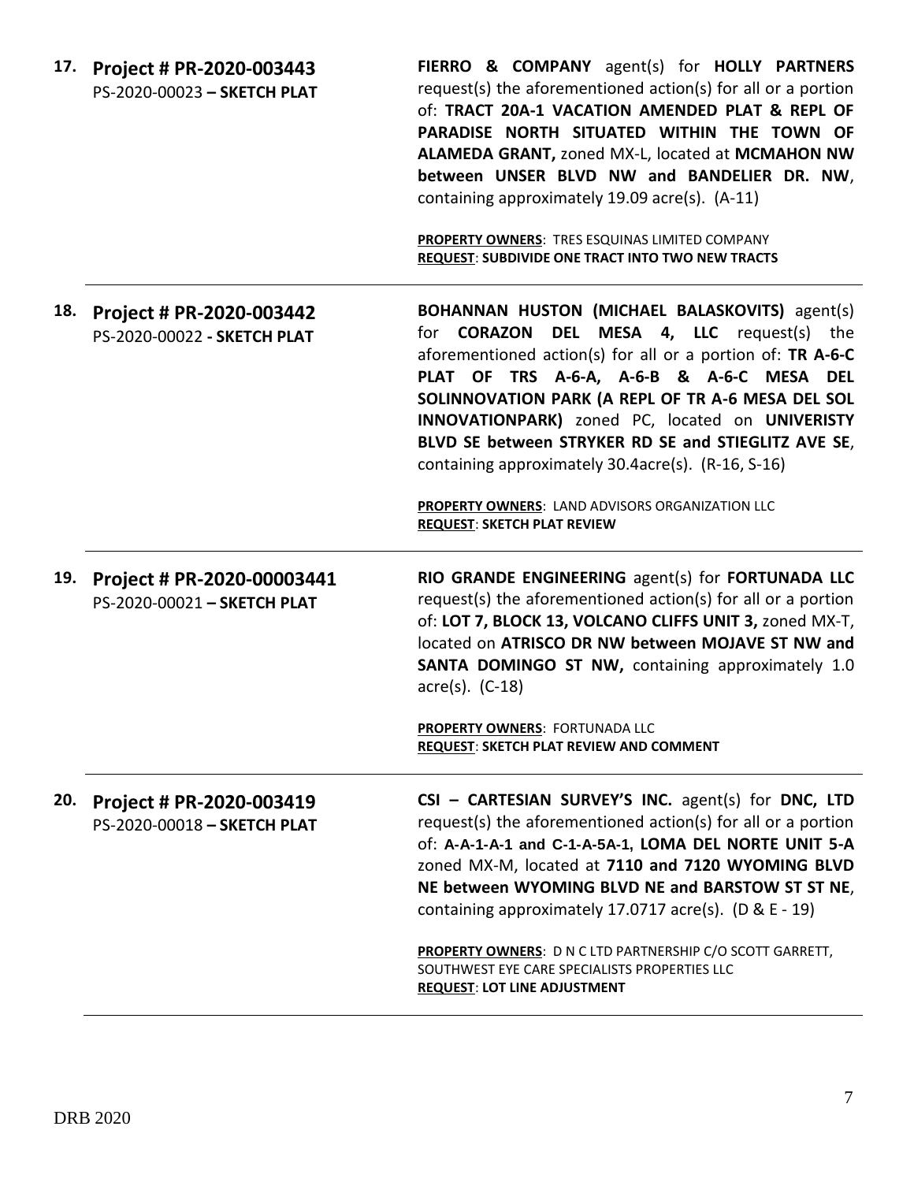**17. Project # PR-2020-003443**
PS-2020-00023 **– SKETCH PLAT**

**FIERRO & COMPANY** agent(s) for **HOLLY PARTNERS** request(s) the aforementioned action(s) for all or a portion of: **TRACT 20A-1 VACATION AMENDED PLAT & REPL OF PARADISE NORTH SITUATED WITHIN THE TOWN OF ALAMEDA GRANT,** zoned MX-L, located at **MCMAHON NW between UNSER BLVD NW and BANDELIER DR. NW**, containing approximately 19.09 acre(s). (A-11)

**PROPERTY OWNERS**: TRES ESQUINAS LIMITED COMPANY
**REQUEST**: **SUBDIVIDE ONE TRACT INTO TWO NEW TRACTS**

---

**18. Project # PR-2020-003442**
PS-2020-00022 **- SKETCH PLAT**

**BOHANNAN HUSTON (MICHAEL BALASKOVITS)** agent(s) for **CORAZON DEL MESA 4, LLC** request(s) the aforementioned action(s) for all or a portion of: **TR A-6-C PLAT OF TRS A-6-A, A-6-B & A-6-C MESA DEL SOLINNOVATION PARK (A REPL OF TR A-6 MESA DEL SOL INNOVATIONPARK)** zoned PC, located on **UNIVERISTY BLVD SE between STRYKER RD SE and STIEGLITZ AVE SE**, containing approximately 30.4acre(s). (R-16, S-16)

**PROPERTY OWNERS**: LAND ADVISORS ORGANIZATION LLC
**REQUEST**: **SKETCH PLAT REVIEW**

---

**19. Project # PR-2020-00003441**
PS-2020-00021 **– SKETCH PLAT**

**RIO GRANDE ENGINEERING** agent(s) for **FORTUNADA LLC** request(s) the aforementioned action(s) for all or a portion of: **LOT 7, BLOCK 13, VOLCANO CLIFFS UNIT 3,** zoned MX-T, located on **ATRISCO DR NW between MOJAVE ST NW and SANTA DOMINGO ST NW,** containing approximately 1.0 acre(s). (C-18)

**PROPERTY OWNERS**: FORTUNADA LLC
**REQUEST**: **SKETCH PLAT REVIEW AND COMMENT**

---

**20. Project # PR-2020-003419**
PS-2020-00018 **– SKETCH PLAT**

**CSI – CARTESIAN SURVEY'S INC.** agent(s) for **DNC, LTD** request(s) the aforementioned action(s) for all or a portion of: **A-A-1-A-1 and C-1-A-5A-1, LOMA DEL NORTE UNIT 5-A** zoned MX-M, located at **7110 and 7120 WYOMING BLVD NE between WYOMING BLVD NE and BARSTOW ST ST NE**, containing approximately 17.0717 acre(s). (D & E - 19)

**PROPERTY OWNERS**: D N C LTD PARTNERSHIP C/O SCOTT GARRETT, SOUTHWEST EYE CARE SPECIALISTS PROPERTIES LLC
**REQUEST**: **LOT LINE ADJUSTMENT**

---

DRB 2020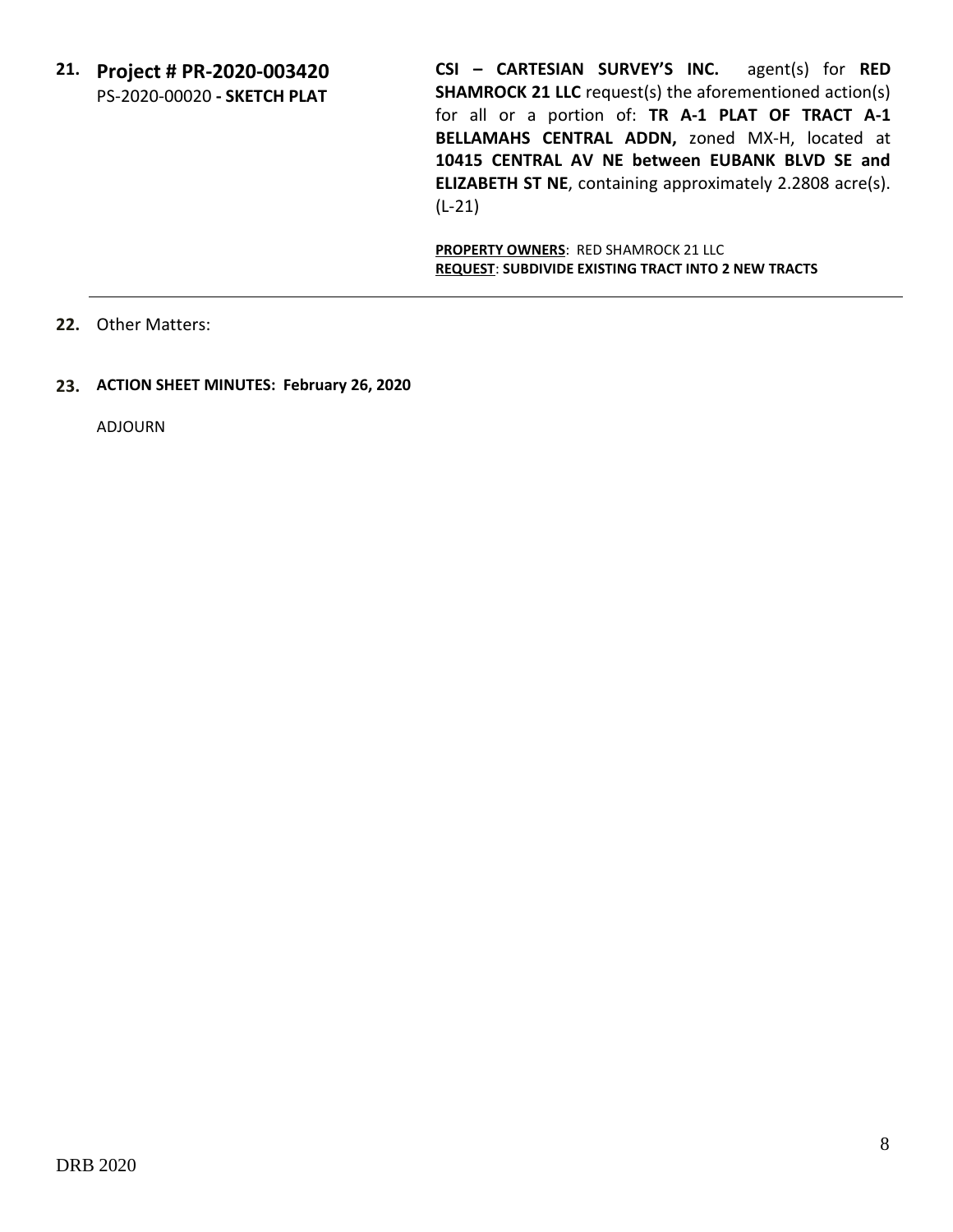**21. Project # PR-2020-003420**
PS-2020-00020 **- SKETCH PLAT**

**CSI – CARTESIAN SURVEY'S INC.** agent(s) for **RED SHAMROCK 21 LLC** request(s) the aforementioned action(s) for all or a portion of: **TR A-1 PLAT OF TRACT A-1 BELLAMAHS CENTRAL ADDN,** zoned MX-H, located at **10415 CENTRAL AV NE between EUBANK BLVD SE and ELIZABETH ST NE**, containing approximately 2.2808 acre(s). (L-21)

**PROPERTY OWNERS**: RED SHAMROCK 21 LLC
**REQUEST**: **SUBDIVIDE EXISTING TRACT INTO 2 NEW TRACTS**

---

**22.** Other Matters:

**23. ACTION SHEET MINUTES: February 26, 2020**

ADJOURN